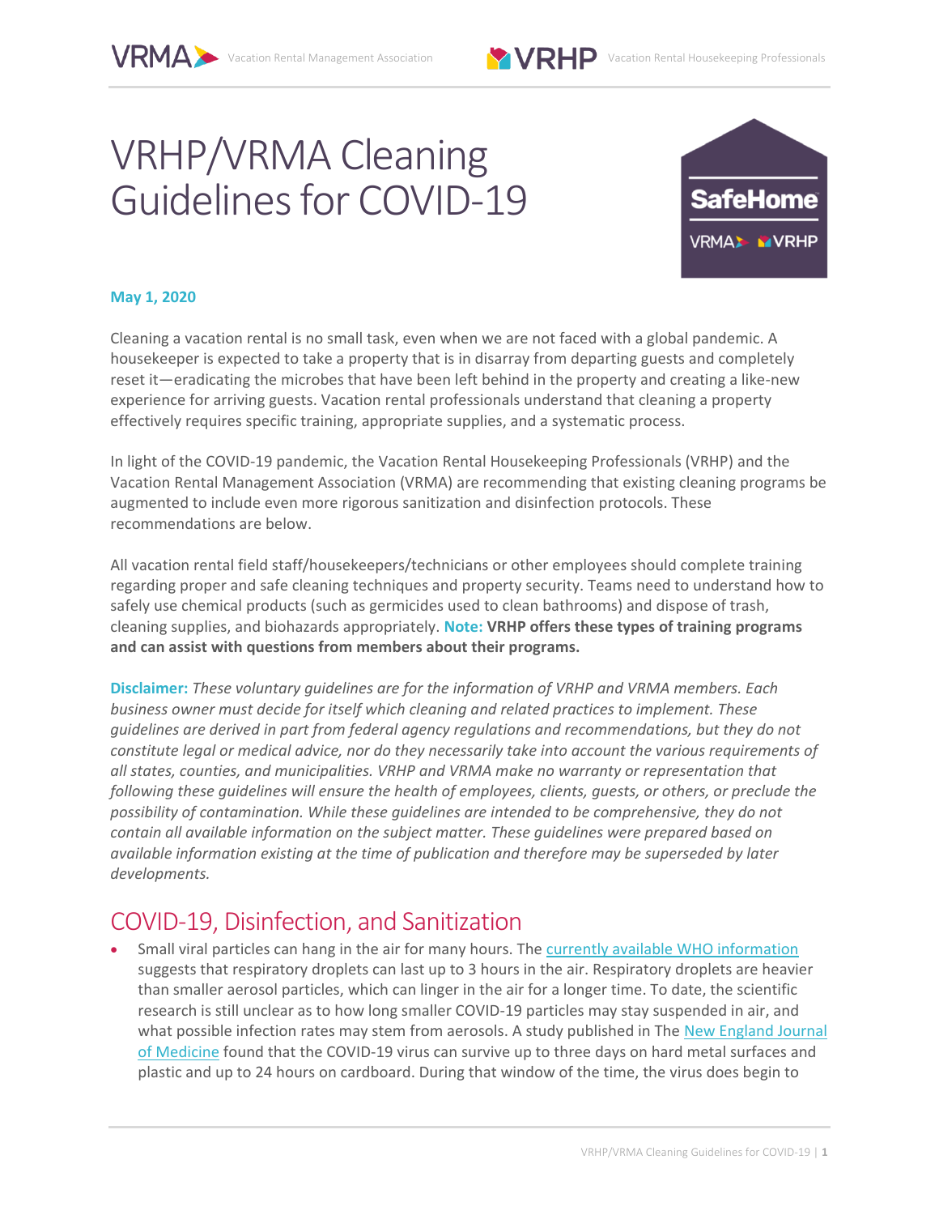# VRHP/VRMA Cleaning Guidelines for COVID-19

**May 1, 2020**

Cleaning a vacation rental is no small task, even when we are not faced with a global pandemic. A housekeeper is expected to take a property that is in disarray from departing guests and completely reset it—eradicating the microbes that have been left behind in the property and creating a like-new experience for arriving guests. Vacation rental professionals understand that cleaning a property effectively requires specific training, appropriate supplies, and a systematic process.

In light of the COVID-19 pandemic, the Vacation Rental Housekeeping Professionals (VRHP) and the Vacation Rental Management Association (VRMA) are recommending that existing cleaning programs be augmented to include even more rigorous sanitization and disinfection protocols. These recommendations are below.

All vacation rental field staff/housekeepers/technicians or other employees should complete training regarding proper and safe cleaning techniques and property security. Teams need to understand how to safely use chemical products (such as germicides used to clean bathrooms) and dispose of trash, cleaning supplies, and biohazards appropriately. **Note:** **VRHP offers these types of training programs and can assist with questions from members about their programs.**

**Disclaimer:** *These voluntary guidelines are for the information of VRHP and VRMA members. Each business owner must decide for itself which cleaning and related practices to implement. These guidelines are derived in part from federal agency regulations and recommendations, but they do not constitute legal or medical advice, nor do they necessarily take into account the various requirements of all states, counties, and municipalities. VRHP and VRMA make no warranty or representation that following these guidelines will ensure the health of employees, clients, guests, or others, or preclude the possibility of contamination. While these guidelines are intended to be comprehensive, they do not contain all available information on the subject matter. These guidelines were prepared based on available information existing at the time of publication and therefore may be superseded by later developments.*

## COVID-19, Disinfection, and Sanitization

- Small viral particles can hang in the air for many hours. The currently available WHO information suggests that respiratory droplets can last up to 3 hours in the air. Respiratory droplets are heavier than smaller aerosol particles, which can linger in the air for a longer time. To date, the scientific research is still unclear as to how long smaller COVID-19 particles may stay suspended in air, and what possible infection rates may stem from aerosols. A study published in The New England Journal of Medicine found that the COVID-19 virus can survive up to three days on hard metal surfaces and plastic and up to 24 hours on cardboard. During that window of the time, the virus does begin to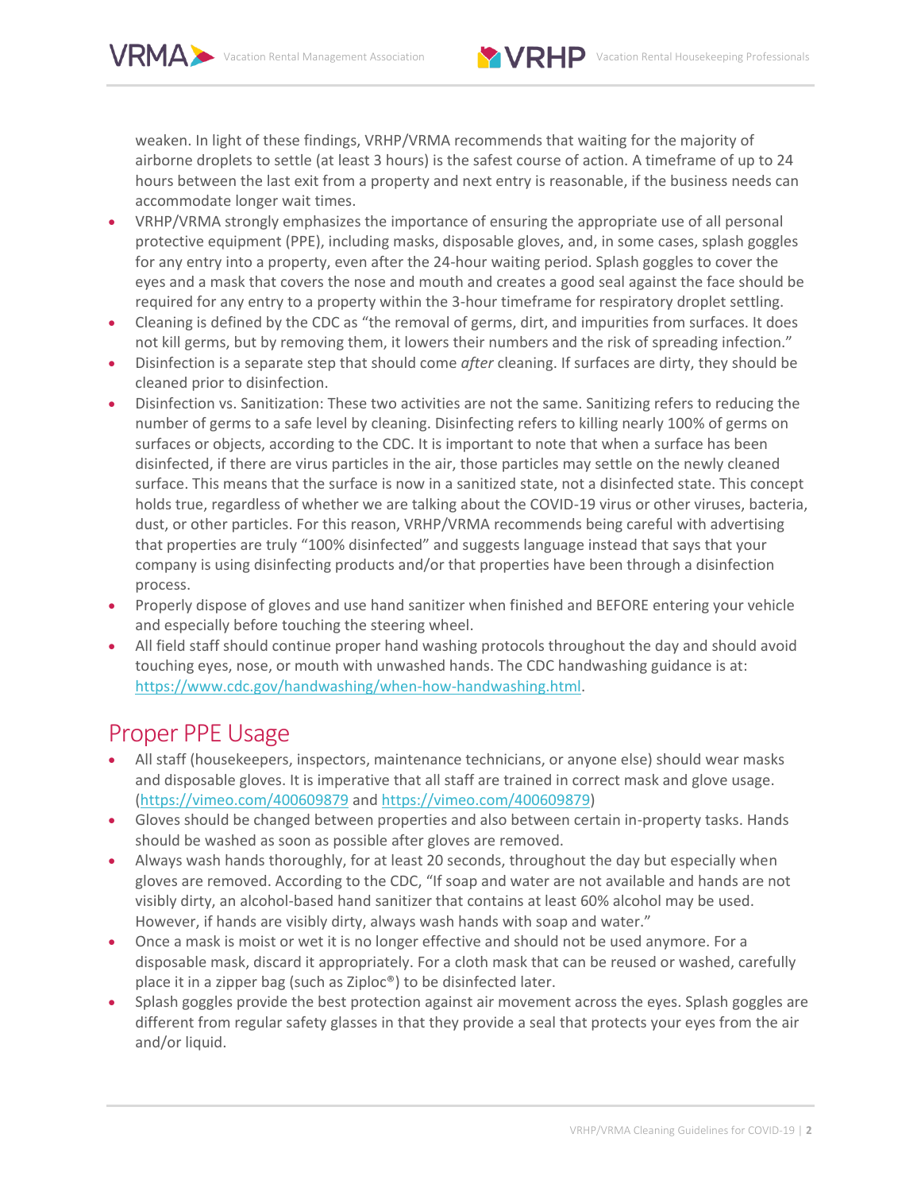weaken. In light of these findings, VRHP/VRMA recommends that waiting for the majority of airborne droplets to settle (at least 3 hours) is the safest course of action. A timeframe of up to 24 hours between the last exit from a property and next entry is reasonable, if the business needs can accommodate longer wait times.

- VRHP/VRMA strongly emphasizes the importance of ensuring the appropriate use of all personal protective equipment (PPE), including masks, disposable gloves, and, in some cases, splash goggles for any entry into a property, even after the 24-hour waiting period. Splash goggles to cover the eyes and a mask that covers the nose and mouth and creates a good seal against the face should be required for any entry to a property within the 3-hour timeframe for respiratory droplet settling.
- Cleaning is defined by the CDC as "the removal of germs, dirt, and impurities from surfaces. It does not kill germs, but by removing them, it lowers their numbers and the risk of spreading infection."
- Disinfection is a separate step that should come *after* cleaning. If surfaces are dirty, they should be cleaned prior to disinfection.
- Disinfection vs. Sanitization: These two activities are not the same. Sanitizing refers to reducing the number of germs to a safe level by cleaning. Disinfecting refers to killing nearly 100% of germs on surfaces or objects, according to the CDC. It is important to note that when a surface has been disinfected, if there are virus particles in the air, those particles may settle on the newly cleaned surface. This means that the surface is now in a sanitized state, not a disinfected state. This concept holds true, regardless of whether we are talking about the COVID-19 virus or other viruses, bacteria, dust, or other particles. For this reason, VRHP/VRMA recommends being careful with advertising that properties are truly "100% disinfected" and suggests language instead that says that your company is using disinfecting products and/or that properties have been through a disinfection process.
- Properly dispose of gloves and use hand sanitizer when finished and BEFORE entering your vehicle and especially before touching the steering wheel.
- All field staff should continue proper hand washing protocols throughout the day and should avoid touching eyes, nose, or mouth with unwashed hands. The CDC handwashing guidance is at: https://www.cdc.gov/handwashing/when-how-handwashing.html.

## Proper PPE Usage

- All staff (housekeepers, inspectors, maintenance technicians, or anyone else) should wear masks and disposable gloves. It is imperative that all staff are trained in correct mask and glove usage. (https://vimeo.com/400609879 and https://vimeo.com/400609879)
- Gloves should be changed between properties and also between certain in-property tasks. Hands should be washed as soon as possible after gloves are removed.
- Always wash hands thoroughly, for at least 20 seconds, throughout the day but especially when gloves are removed. According to the CDC, "If soap and water are not available and hands are not visibly dirty, an alcohol-based hand sanitizer that contains at least 60% alcohol may be used. However, if hands are visibly dirty, always wash hands with soap and water."
- Once a mask is moist or wet it is no longer effective and should not be used anymore. For a disposable mask, discard it appropriately. For a cloth mask that can be reused or washed, carefully place it in a zipper bag (such as Ziploc®) to be disinfected later.
- Splash goggles provide the best protection against air movement across the eyes. Splash goggles are different from regular safety glasses in that they provide a seal that protects your eyes from the air and/or liquid.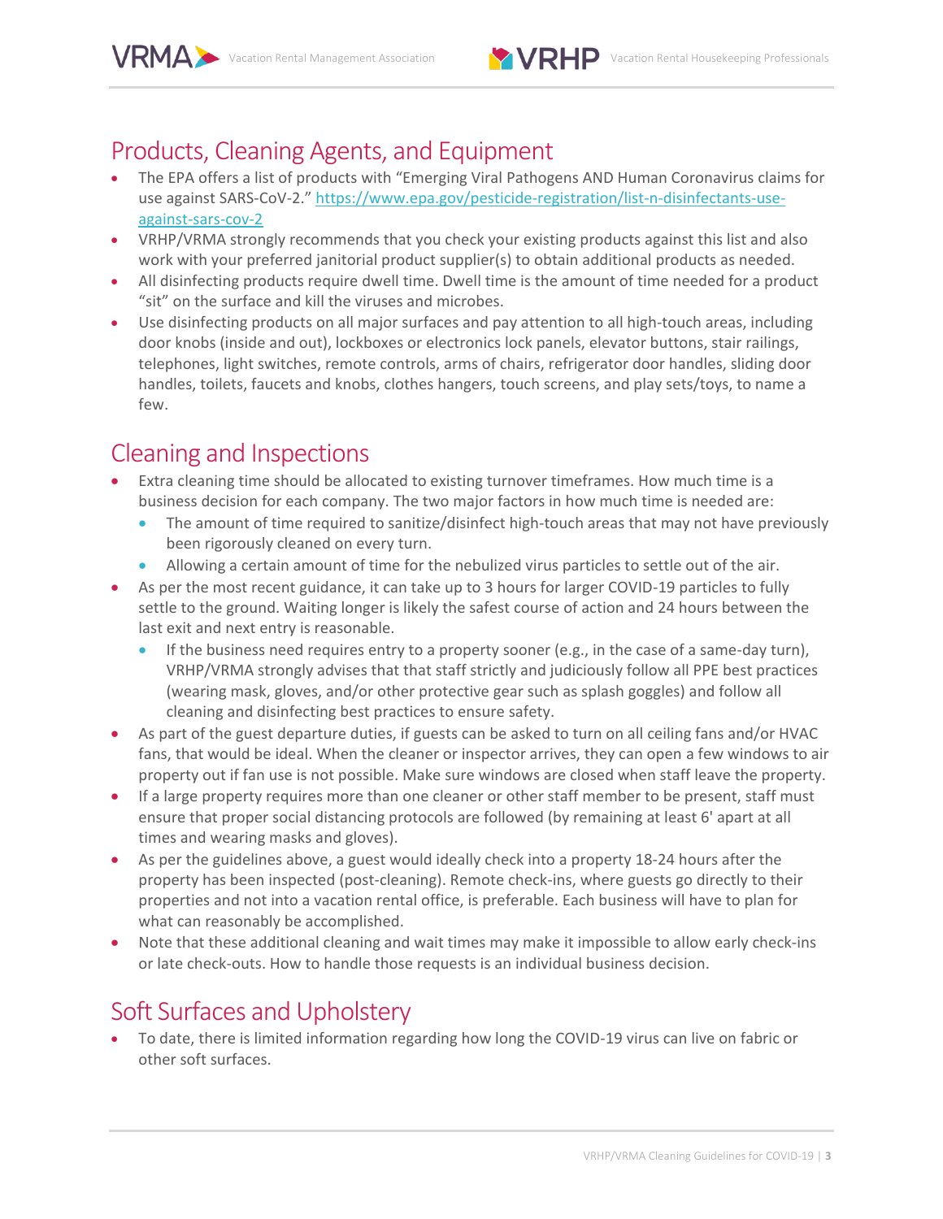## Products, Cleaning Agents, and Equipment

- The EPA offers a list of products with "Emerging Viral Pathogens AND Human Coronavirus claims for use against SARS-CoV-2." https://www.epa.gov/pesticide-registration/list-n-disinfectants-use-against-sars-cov-2
- VRHP/VRMA strongly recommends that you check your existing products against this list and also work with your preferred janitorial product supplier(s) to obtain additional products as needed.
- All disinfecting products require dwell time. Dwell time is the amount of time needed for a product "sit" on the surface and kill the viruses and microbes.
- Use disinfecting products on all major surfaces and pay attention to all high-touch areas, including door knobs (inside and out), lockboxes or electronics lock panels, elevator buttons, stair railings, telephones, light switches, remote controls, arms of chairs, refrigerator door handles, sliding door handles, toilets, faucets and knobs, clothes hangers, touch screens, and play sets/toys, to name a few.

## Cleaning and Inspections

- Extra cleaning time should be allocated to existing turnover timeframes. How much time is a business decision for each company. The two major factors in how much time is needed are:
  - The amount of time required to sanitize/disinfect high-touch areas that may not have previously been rigorously cleaned on every turn.
  - Allowing a certain amount of time for the nebulized virus particles to settle out of the air.
- As per the most recent guidance, it can take up to 3 hours for larger COVID-19 particles to fully settle to the ground. Waiting longer is likely the safest course of action and 24 hours between the last exit and next entry is reasonable.
  - If the business need requires entry to a property sooner (e.g., in the case of a same-day turn), VRHP/VRMA strongly advises that that staff strictly and judiciously follow all PPE best practices (wearing mask, gloves, and/or other protective gear such as splash goggles) and follow all cleaning and disinfecting best practices to ensure safety.
- As part of the guest departure duties, if guests can be asked to turn on all ceiling fans and/or HVAC fans, that would be ideal. When the cleaner or inspector arrives, they can open a few windows to air property out if fan use is not possible. Make sure windows are closed when staff leave the property.
- If a large property requires more than one cleaner or other staff member to be present, staff must ensure that proper social distancing protocols are followed (by remaining at least 6' apart at all times and wearing masks and gloves).
- As per the guidelines above, a guest would ideally check into a property 18-24 hours after the property has been inspected (post-cleaning). Remote check-ins, where guests go directly to their properties and not into a vacation rental office, is preferable. Each business will have to plan for what can reasonably be accomplished.
- Note that these additional cleaning and wait times may make it impossible to allow early check-ins or late check-outs. How to handle those requests is an individual business decision.

## Soft Surfaces and Upholstery

- To date, there is limited information regarding how long the COVID-19 virus can live on fabric or other soft surfaces.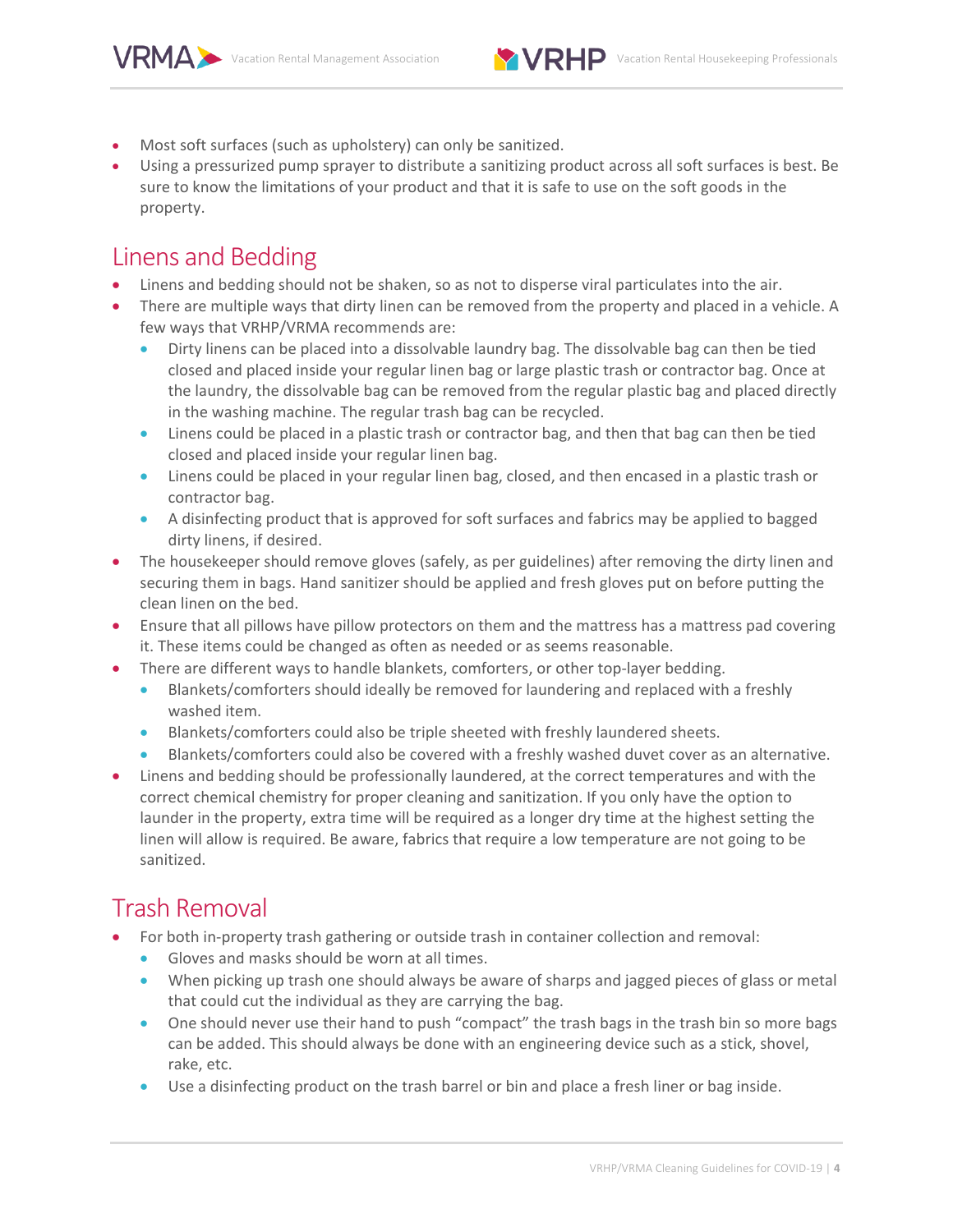- Most soft surfaces (such as upholstery) can only be sanitized.
- Using a pressurized pump sprayer to distribute a sanitizing product across all soft surfaces is best. Be sure to know the limitations of your product and that it is safe to use on the soft goods in the property.

## Linens and Bedding

- Linens and bedding should not be shaken, so as not to disperse viral particulates into the air.
- There are multiple ways that dirty linen can be removed from the property and placed in a vehicle. A few ways that VRHP/VRMA recommends are:
  - Dirty linens can be placed into a dissolvable laundry bag. The dissolvable bag can then be tied closed and placed inside your regular linen bag or large plastic trash or contractor bag. Once at the laundry, the dissolvable bag can be removed from the regular plastic bag and placed directly in the washing machine. The regular trash bag can be recycled.
  - Linens could be placed in a plastic trash or contractor bag, and then that bag can then be tied closed and placed inside your regular linen bag.
  - Linens could be placed in your regular linen bag, closed, and then encased in a plastic trash or contractor bag.
  - A disinfecting product that is approved for soft surfaces and fabrics may be applied to bagged dirty linens, if desired.
- The housekeeper should remove gloves (safely, as per guidelines) after removing the dirty linen and securing them in bags. Hand sanitizer should be applied and fresh gloves put on before putting the clean linen on the bed.
- Ensure that all pillows have pillow protectors on them and the mattress has a mattress pad covering it. These items could be changed as often as needed or as seems reasonable.
- There are different ways to handle blankets, comforters, or other top-layer bedding.
  - Blankets/comforters should ideally be removed for laundering and replaced with a freshly washed item.
  - Blankets/comforters could also be triple sheeted with freshly laundered sheets.
  - Blankets/comforters could also be covered with a freshly washed duvet cover as an alternative.
- Linens and bedding should be professionally laundered, at the correct temperatures and with the correct chemical chemistry for proper cleaning and sanitization. If you only have the option to launder in the property, extra time will be required as a longer dry time at the highest setting the linen will allow is required. Be aware, fabrics that require a low temperature are not going to be sanitized.

## Trash Removal

- For both in-property trash gathering or outside trash in container collection and removal:
  - Gloves and masks should be worn at all times.
  - When picking up trash one should always be aware of sharps and jagged pieces of glass or metal that could cut the individual as they are carrying the bag.
  - One should never use their hand to push "compact" the trash bags in the trash bin so more bags can be added. This should always be done with an engineering device such as a stick, shovel, rake, etc.
  - Use a disinfecting product on the trash barrel or bin and place a fresh liner or bag inside.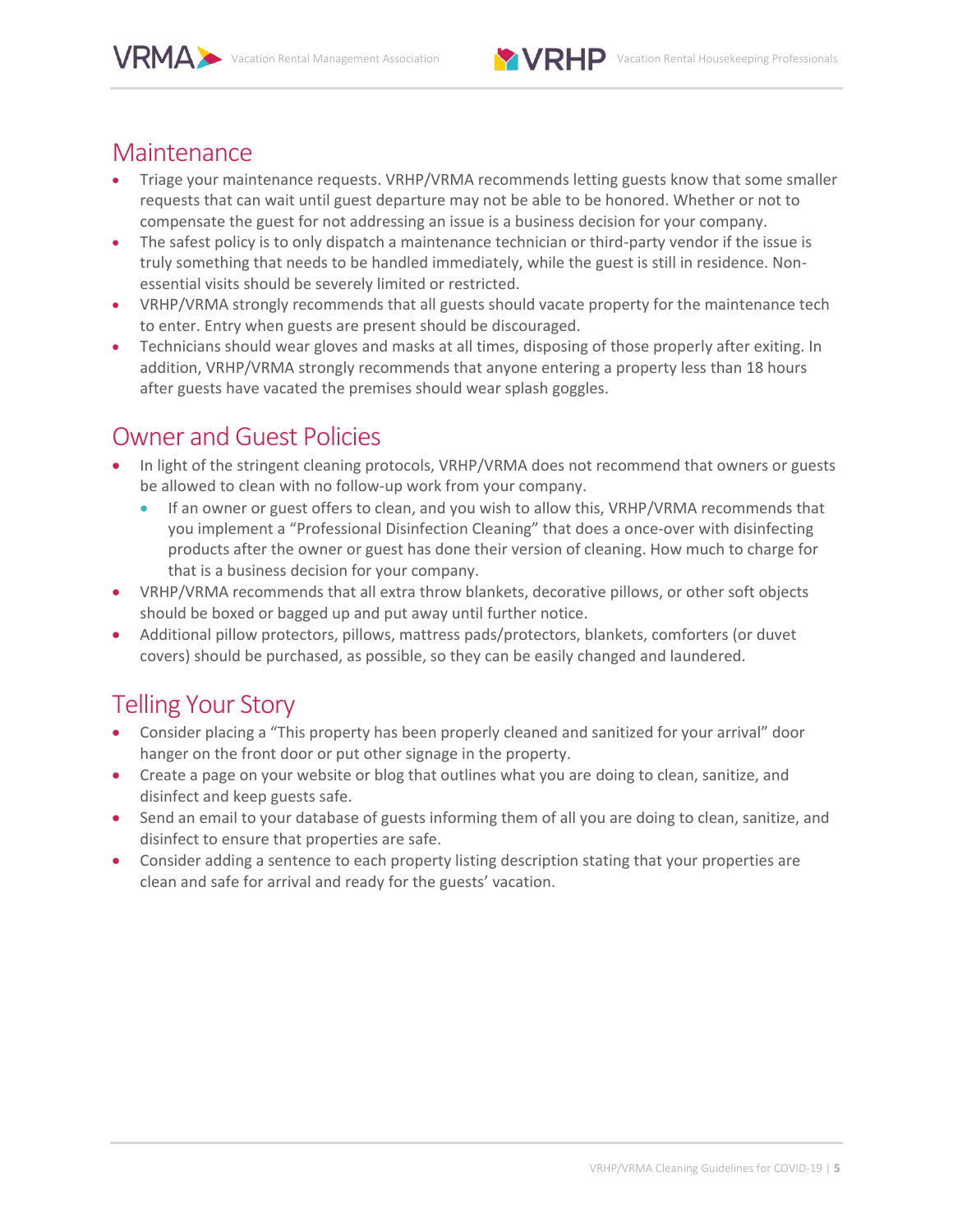## Maintenance

- Triage your maintenance requests. VRHP/VRMA recommends letting guests know that some smaller requests that can wait until guest departure may not be able to be honored. Whether or not to compensate the guest for not addressing an issue is a business decision for your company.
- The safest policy is to only dispatch a maintenance technician or third-party vendor if the issue is truly something that needs to be handled immediately, while the guest is still in residence. Non-essential visits should be severely limited or restricted.
- VRHP/VRMA strongly recommends that all guests should vacate property for the maintenance tech to enter. Entry when guests are present should be discouraged.
- Technicians should wear gloves and masks at all times, disposing of those properly after exiting. In addition, VRHP/VRMA strongly recommends that anyone entering a property less than 18 hours after guests have vacated the premises should wear splash goggles.

## Owner and Guest Policies

- In light of the stringent cleaning protocols, VRHP/VRMA does not recommend that owners or guests be allowed to clean with no follow-up work from your company.
  - If an owner or guest offers to clean, and you wish to allow this, VRHP/VRMA recommends that you implement a "Professional Disinfection Cleaning" that does a once-over with disinfecting products after the owner or guest has done their version of cleaning. How much to charge for that is a business decision for your company.
- VRHP/VRMA recommends that all extra throw blankets, decorative pillows, or other soft objects should be boxed or bagged up and put away until further notice.
- Additional pillow protectors, pillows, mattress pads/protectors, blankets, comforters (or duvet covers) should be purchased, as possible, so they can be easily changed and laundered.

## Telling Your Story

- Consider placing a "This property has been properly cleaned and sanitized for your arrival" door hanger on the front door or put other signage in the property.
- Create a page on your website or blog that outlines what you are doing to clean, sanitize, and disinfect and keep guests safe.
- Send an email to your database of guests informing them of all you are doing to clean, sanitize, and disinfect to ensure that properties are safe.
- Consider adding a sentence to each property listing description stating that your properties are clean and safe for arrival and ready for the guests' vacation.